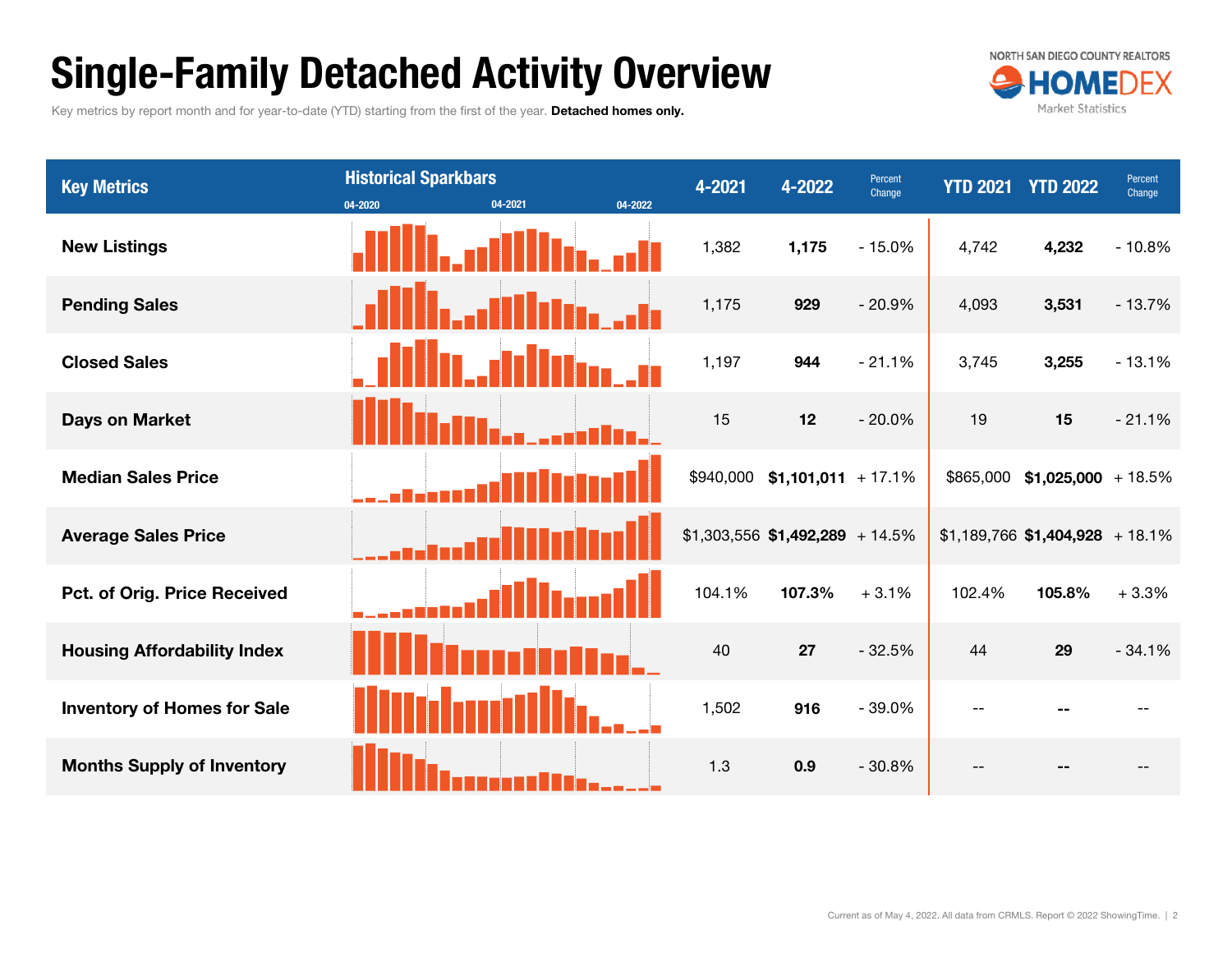# Single-Family Detached Activity Overview

Key metrics by report month and for year-to-date (YTD) starting from the first of the year. **Detached homes only.**

| Key Metrics | Historical Sparkbars 04-2020 04-2021 04-2022 | 4-2021 | 4-2022 | Percent Change | YTD 2021 | YTD 2022 | Percent Change |
|---|---|---|---|---|---|---|---|
| **New Listings** | | 1,382 | **1,175** | - 15.0% | 4,742 | **4,232** | - 10.8% |
| **Pending Sales** | | 1,175 | **929** | - 20.9% | 4,093 | **3,531** | - 13.7% |
| **Closed Sales** | | 1,197 | **944** | - 21.1% | 3,745 | **3,255** | - 13.1% |
| **Days on Market** | | 15 | **12** | - 20.0% | 19 | **15** | - 21.1% |
| **Median Sales Price** | | $940,000 | **$1,101,011** | + 17.1% | $865,000 | **$1,025,000** | + 18.5% |
| **Average Sales Price** | | $1,303,556 | **$1,492,289** | + 14.5% | $1,189,766 | **$1,404,928** | + 18.1% |
| **Pct. of Orig. Price Received** | | 104.1% | **107.3%** | + 3.1% | 102.4% | **105.8%** | + 3.3% |
| **Housing Affordability Index** | | 40 | **27** | - 32.5% | 44 | **29** | - 34.1% |
| **Inventory of Homes for Sale** | | 1,502 | **916** | - 39.0% | -- | **--** | -- |
| **Months Supply of Inventory** | | 1.3 | **0.9** | - 30.8% | -- | **--** | -- |

Current as of May 4, 2022. All data from CRMLS. Report © 2022 ShowingTime.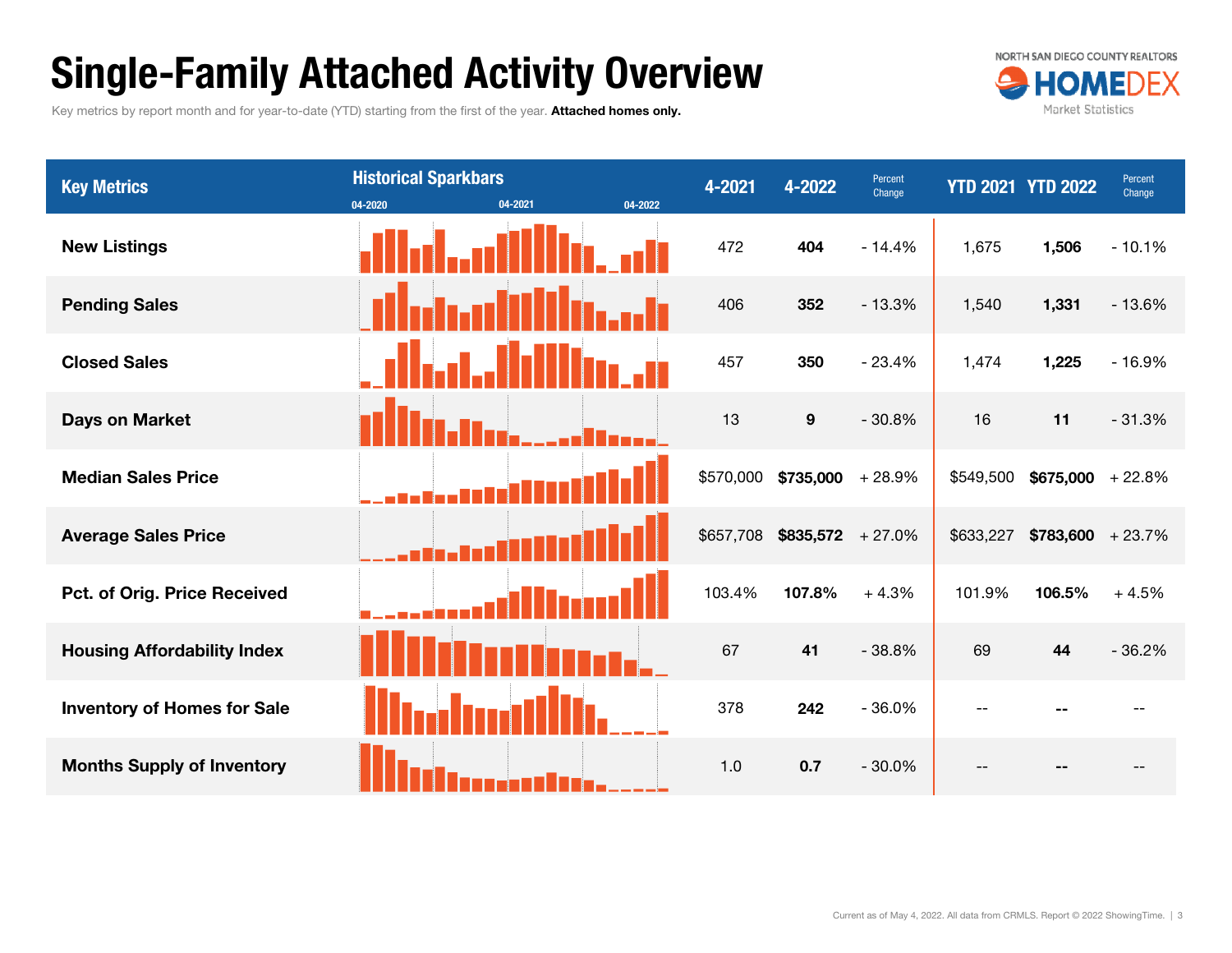# Single-Family Attached Activity Overview

Key metrics by report month and for year-to-date (YTD) starting from the first of the year. **Attached homes only.**

| Key Metrics | Historical Sparkbars (04-2020, 04-2021, 04-2022) | 4-2021 | 4-2022 | Percent Change | YTD 2021 | YTD 2022 | Percent Change |
|---|---|---|---|---|---|---|---|
| New Listings | | 472 | **404** | - 14.4% | 1,675 | **1,506** | - 10.1% |
| Pending Sales | | 406 | **352** | - 13.3% | 1,540 | **1,331** | - 13.6% |
| Closed Sales | | 457 | **350** | - 23.4% | 1,474 | **1,225** | - 16.9% |
| Days on Market | | 13 | **9** | - 30.8% | 16 | **11** | - 31.3% |
| Median Sales Price | | $570,000 | **$735,000** | + 28.9% | $549,500 | **$675,000** | + 22.8% |
| Average Sales Price | | $657,708 | **$835,572** | + 27.0% | $633,227 | **$783,600** | + 23.7% |
| Pct. of Orig. Price Received | | 103.4% | **107.8%** | + 4.3% | 101.9% | **106.5%** | + 4.5% |
| Housing Affordability Index | | 67 | **41** | - 38.8% | 69 | **44** | - 36.2% |
| Inventory of Homes for Sale | | 378 | **242** | - 36.0% | -- | **--** | -- |
| Months Supply of Inventory | | 1.0 | **0.7** | - 30.0% | -- | **--** | -- |

Current as of May 4, 2022. All data from CRMLS. Report © 2022 ShowingTime.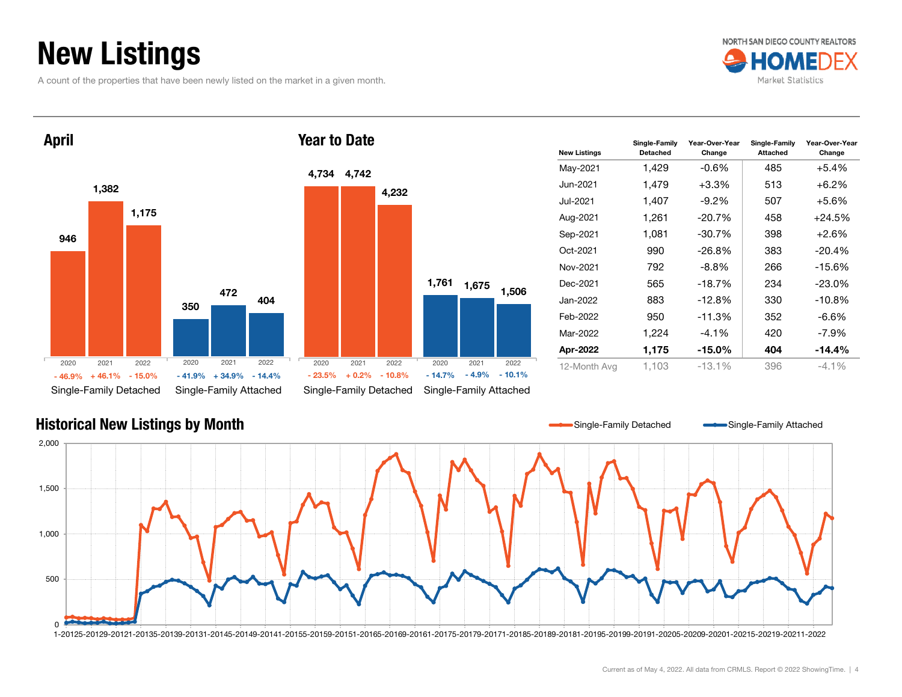# New Listings

A count of the properties that have been newly listed on the market in a given month.

NORTH SAN DIEGO COUNTY REALTORS HOMEDEX Market Statistics

## April

946
1,382
1,175
350
472
404

2020 2021 2022 2020 2021 2022

- 46.9% + 46.1% - 15.0% - 41.9% + 34.9% - 14.4%

Single-Family Detached Single-Family Attached

## Year to Date

4,734
4,742
4,232
1,761
1,675
1,506

2020 2021 2022 2020 2021 2022

- 23.5% + 0.2% - 10.8% - 14.7% - 4.9% - 10.1%

Single-Family Detached Single-Family Attached

| New Listings | Single-Family Detached | Year-Over-Year Change | Single-Family Attached | Year-Over-Year Change |
|---|---|---|---|---|
| May-2021 | 1,429 | -0.6% | 485 | +5.4% |
| Jun-2021 | 1,479 | +3.3% | 513 | +6.2% |
| Jul-2021 | 1,407 | -9.2% | 507 | +5.6% |
| Aug-2021 | 1,261 | -20.7% | 458 | +24.5% |
| Sep-2021 | 1,081 | -30.7% | 398 | +2.6% |
| Oct-2021 | 990 | -26.8% | 383 | -20.4% |
| Nov-2021 | 792 | -8.8% | 266 | -15.6% |
| Dec-2021 | 565 | -18.7% | 234 | -23.0% |
| Jan-2022 | 883 | -12.8% | 330 | -10.8% |
| Feb-2022 | 950 | -11.3% | 352 | -6.6% |
| Mar-2022 | 1,224 | -4.1% | 420 | -7.9% |
| **Apr-2022** | **1,175** | **-15.0%** | **404** | **-14.4%** |
| 12-Month Avg | 1,103 | -13.1% | 396 | -4.1% |

## Historical New Listings by Month

Single-Family Detached
Single-Family Attached

2,000
1,500
1,000
500
0

1-2012 5-2012 9-2012 1-2013 5-2013 9-2013 1-2014 5-2014 9-2014 1-2015 5-2015 9-2015 1-2016 5-2016 9-2016 1-2017 5-2017 9-2017 1-2018 5-2018 9-2018 1-2019 5-2019 9-2019 1-2020 5-2020 9-2020 1-2021 5-2021 9-2021 1-2022

Current as of May 4, 2022. All data from CRMLS. Report © 2022 ShowingTime.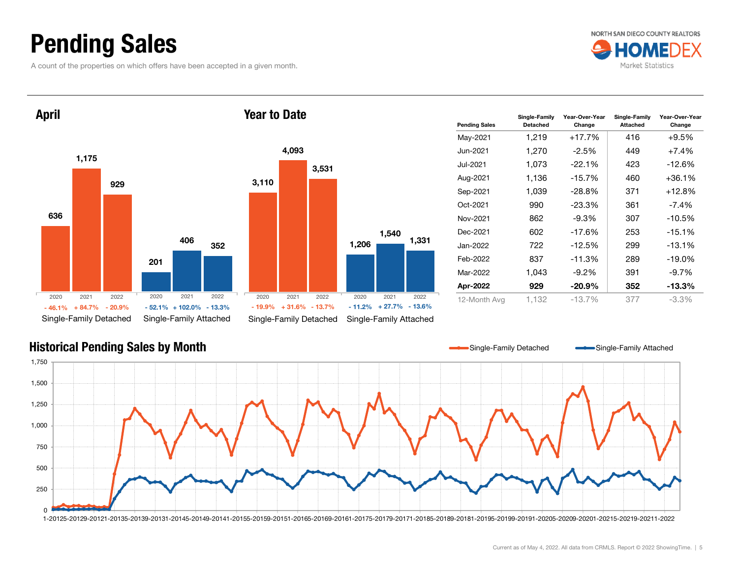# Pending Sales

A count of the properties on which offers have been accepted in a given month.

NORTH SAN DIEGO COUNTY REALTORS HOMEDEX Market Statistics

## April

636
1,175
929
2020 2021 2022
- 46.1% + 84.7% - 20.9%
Single-Family Detached

201
406
352
2020 2021 2022
- 52.1% + 102.0% - 13.3%
Single-Family Attached

## Year to Date

3,110
4,093
3,531
2020 2021 2022
- 19.9% + 31.6% - 13.7%
Single-Family Detached

1,206
1,540
1,331
2020 2021 2022
- 11.2% + 27.7% - 13.6%
Single-Family Attached

| Pending Sales | Single-Family Detached | Year-Over-Year Change | Single-Family Attached | Year-Over-Year Change |
|---|---|---|---|---|
| May-2021 | 1,219 | +17.7% | 416 | +9.5% |
| Jun-2021 | 1,270 | -2.5% | 449 | +7.4% |
| Jul-2021 | 1,073 | -22.1% | 423 | -12.6% |
| Aug-2021 | 1,136 | -15.7% | 460 | +36.1% |
| Sep-2021 | 1,039 | -28.8% | 371 | +12.8% |
| Oct-2021 | 990 | -23.3% | 361 | -7.4% |
| Nov-2021 | 862 | -9.3% | 307 | -10.5% |
| Dec-2021 | 602 | -17.6% | 253 | -15.1% |
| Jan-2022 | 722 | -12.5% | 299 | -13.1% |
| Feb-2022 | 837 | -11.3% | 289 | -19.0% |
| Mar-2022 | 1,043 | -9.2% | 391 | -9.7% |
| **Apr-2022** | **929** | **-20.9%** | **352** | **-13.3%** |
| 12-Month Avg | 1,132 | -13.7% | 377 | -3.3% |

## Historical Pending Sales by Month

Single-Family Detached
Single-Family Attached

1,750
1,500
1,250
1,000
750
500
250
0

1-2012 5-2012 9-2012 1-2013 5-2013 9-2013 1-2014 5-2014 9-2014 1-2015 5-2015 9-2015 1-2016 5-2016 9-2016 1-2017 5-2017 9-2017 1-2018 5-2018 9-2018 1-2019 5-2019 9-2019 1-2020 5-2020 9-2020 1-2021 5-2021 9-2021 1-2022

Current as of May 4, 2022. All data from CRMLS. Report © 2022 ShowingTime.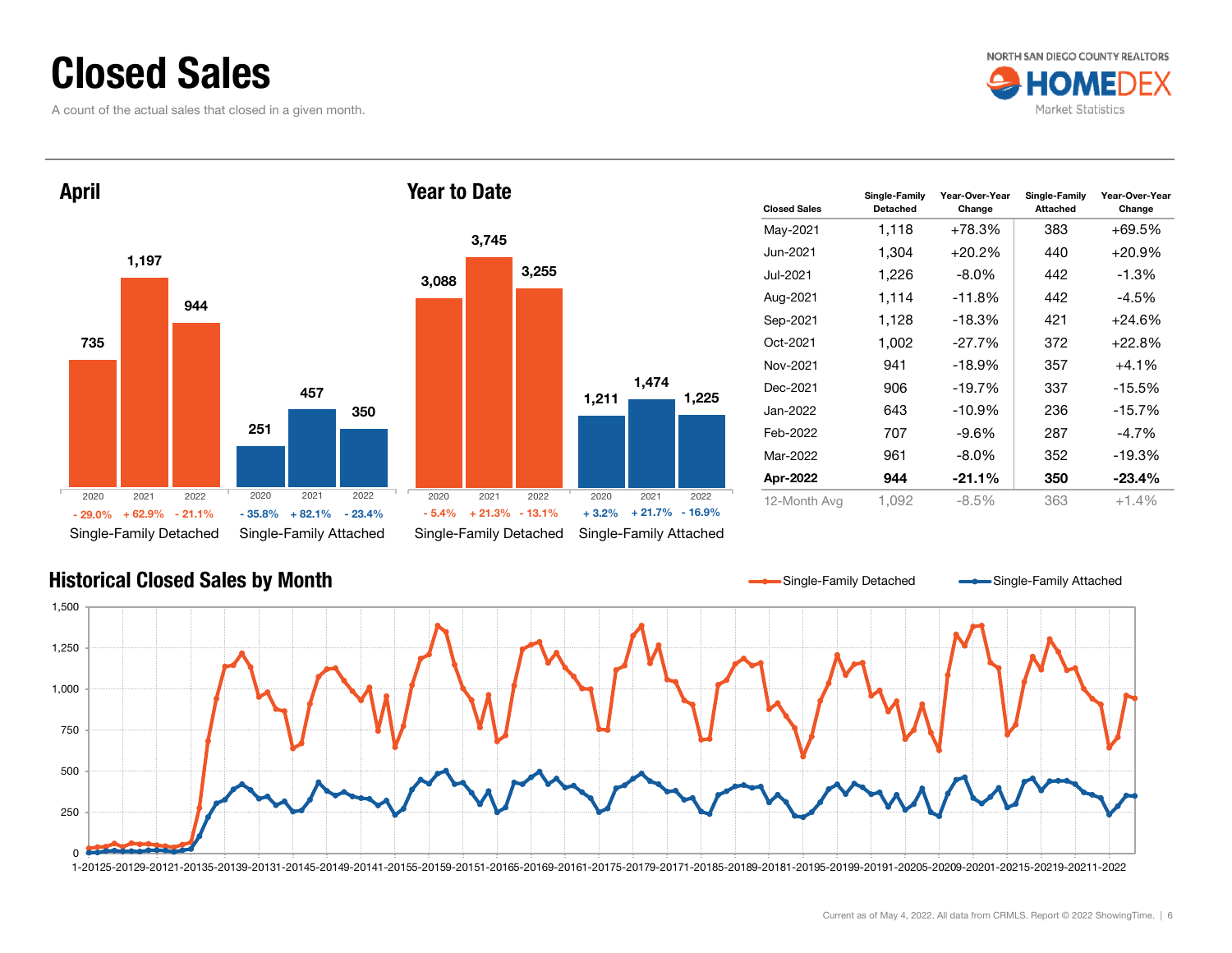# Closed Sales

A count of the actual sales that closed in a given month.

NORTH SAN DIEGO COUNTY REALTORS HOMEDEX Market Statistics

## April

735
1,197
944
2020 2021 2022
- 29.0% + 62.9% - 21.1%
Single-Family Detached

251
457
350
2020 2021 2022
- 35.8% + 82.1% - 23.4%
Single-Family Attached

## Year to Date

3,088
3,745
3,255
2020 2021 2022
- 5.4% + 21.3% - 13.1%
Single-Family Detached

1,211
1,474
1,225
2020 2021 2022
+ 3.2% + 21.7% - 16.9%
Single-Family Attached

| Closed Sales | Single-Family Detached | Year-Over-Year Change | Single-Family Attached | Year-Over-Year Change |
|---|---|---|---|---|
| May-2021 | 1,118 | +78.3% | 383 | +69.5% |
| Jun-2021 | 1,304 | +20.2% | 440 | +20.9% |
| Jul-2021 | 1,226 | -8.0% | 442 | -1.3% |
| Aug-2021 | 1,114 | -11.8% | 442 | -4.5% |
| Sep-2021 | 1,128 | -18.3% | 421 | +24.6% |
| Oct-2021 | 1,002 | -27.7% | 372 | +22.8% |
| Nov-2021 | 941 | -18.9% | 357 | +4.1% |
| Dec-2021 | 906 | -19.7% | 337 | -15.5% |
| Jan-2022 | 643 | -10.9% | 236 | -15.7% |
| Feb-2022 | 707 | -9.6% | 287 | -4.7% |
| Mar-2022 | 961 | -8.0% | 352 | -19.3% |
| **Apr-2022** | **944** | **-21.1%** | **350** | **-23.4%** |
| 12-Month Avg | 1,092 | -8.5% | 363 | +1.4% |

## Historical Closed Sales by Month

Single-Family Detached
Single-Family Attached

1,500
1,250
1,000
750
500
250
0

1-2012 5-2012 9-2012 1-2013 5-2013 9-2013 1-2014 5-2014 9-2014 1-2015 5-2015 9-2015 1-2016 5-2016 9-2016 1-2017 5-2017 9-2017 1-2018 5-2018 9-2018 1-2019 5-2019 9-2019 1-2020 5-2020 9-2020 1-2021 5-2021 9-2021 1-2022

Current as of May 4, 2022. All data from CRMLS. Report © 2022 ShowingTime.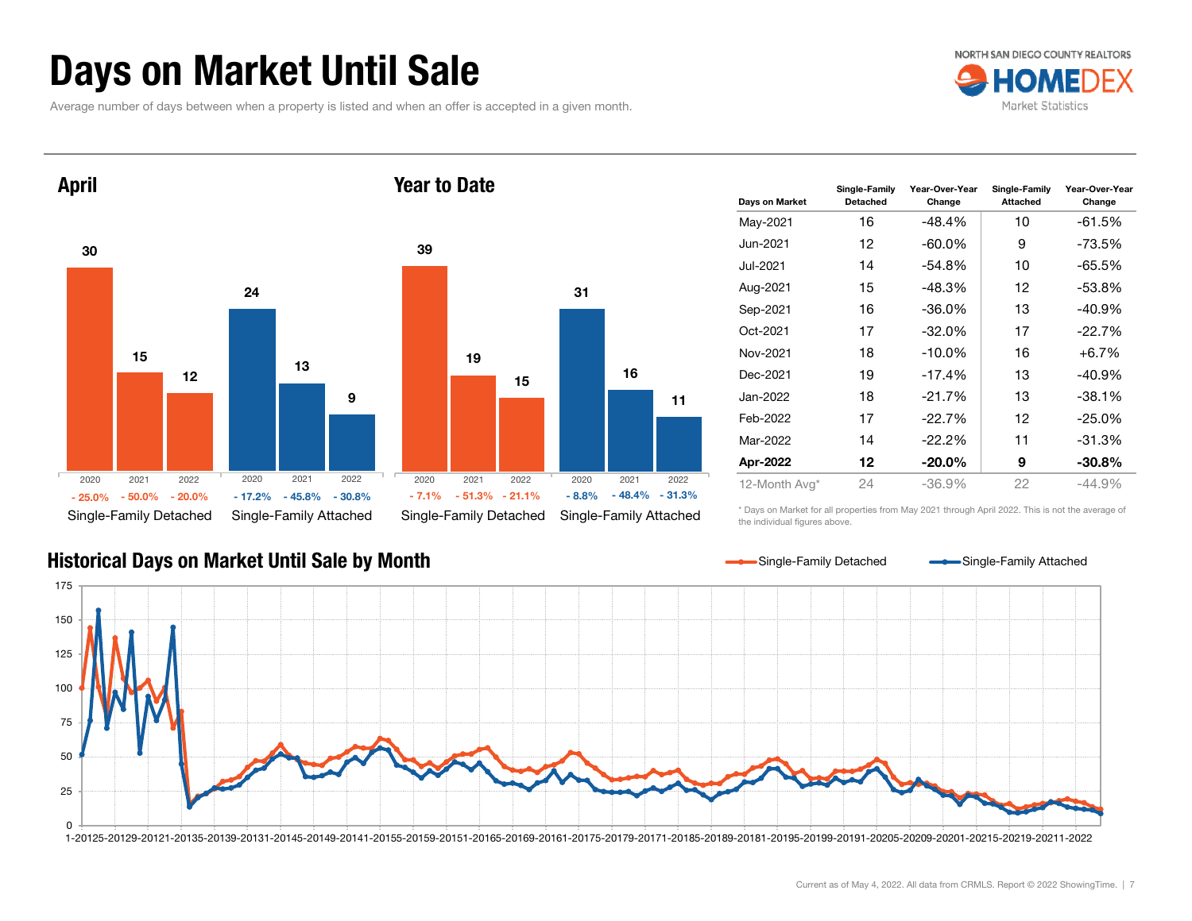# Days on Market Until Sale

Average number of days between when a property is listed and when an offer is accepted in a given month.

NORTH SAN DIEGO COUNTY REALTORS HOMEDEX Market Statistics

## April

30
15
12
2020 2021 2022
- 25.0% - 50.0% - 20.0%
Single-Family Detached

24
13
9
2020 2021 2022
- 17.2% - 45.8% - 30.8%
Single-Family Attached

## Year to Date

39
19
15
2020 2021 2022
- 7.1% - 51.3% - 21.1%
Single-Family Detached

31
16
11
2020 2021 2022
- 8.8% - 48.4% - 31.3%
Single-Family Attached

| Days on Market | Single-Family Detached | Year-Over-Year Change | Single-Family Attached | Year-Over-Year Change |
|---|---|---|---|---|
| May-2021 | 16 | -48.4% | 10 | -61.5% |
| Jun-2021 | 12 | -60.0% | 9 | -73.5% |
| Jul-2021 | 14 | -54.8% | 10 | -65.5% |
| Aug-2021 | 15 | -48.3% | 12 | -53.8% |
| Sep-2021 | 16 | -36.0% | 13 | -40.9% |
| Oct-2021 | 17 | -32.0% | 17 | -22.7% |
| Nov-2021 | 18 | -10.0% | 16 | +6.7% |
| Dec-2021 | 19 | -17.4% | 13 | -40.9% |
| Jan-2022 | 18 | -21.7% | 13 | -38.1% |
| Feb-2022 | 17 | -22.7% | 12 | -25.0% |
| Mar-2022 | 14 | -22.2% | 11 | -31.3% |
| **Apr-2022** | **12** | **-20.0%** | **9** | **-30.8%** |
| 12-Month Avg* | 24 | -36.9% | 22 | -44.9% |

\* Days on Market for all properties from May 2021 through April 2022. This is not the average of the individual figures above.

## Historical Days on Market Until Sale by Month

Single-Family Detached
Single-Family Attached

175
150
125
100
75
50
25
0

1-2012 5-2012 9-2012 1-2013 5-2013 9-2013 1-2014 5-2014 9-2014 1-2015 5-2015 9-2015 1-2016 5-2016 9-2016 1-2017 5-2017 9-2017 1-2018 5-2018 9-2018 1-2019 5-2019 9-2019 1-2020 5-2020 9-2020 1-2021 5-2021 9-2021 1-2022

Current as of May 4, 2022. All data from CRMLS. Report © 2022 ShowingTime.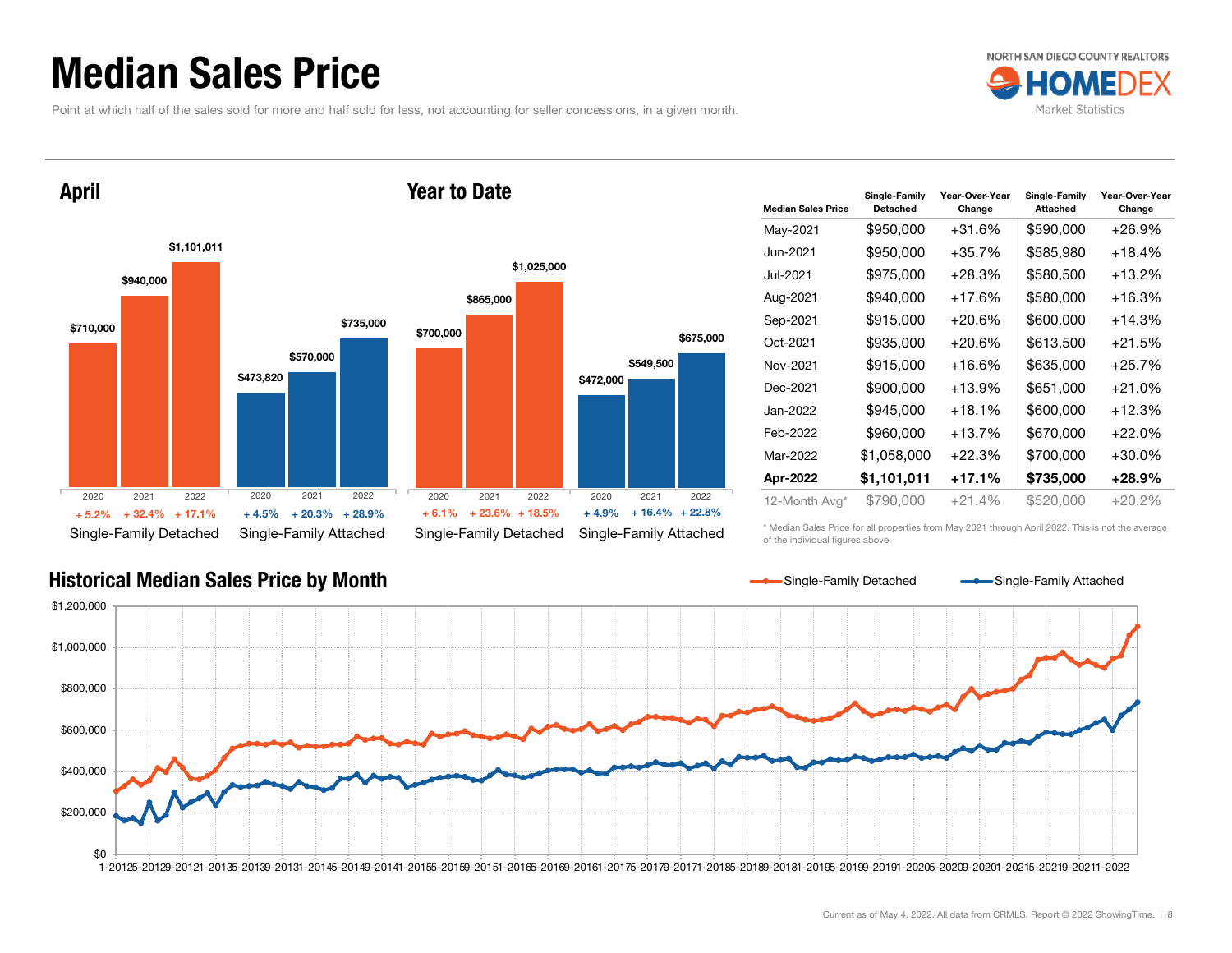# Median Sales Price

Point at which half of the sales sold for more and half sold for less, not accounting for seller concessions, in a given month.

NORTH SAN DIEGO COUNTY REALTORS HOMEDEX Market Statistics

## April

$710,000
$940,000
$1,101,011
$473,820
$570,000
$735,000

2020 2021 2022 2020 2021 2022

+ 5.2% + 32.4% + 17.1% + 4.5% + 20.3% + 28.9%

Single-Family Detached Single-Family Attached

## Year to Date

$700,000
$865,000
$1,025,000
$472,000
$549,500
$675,000

2020 2021 2022 2020 2021 2022

+ 6.1% + 23.6% + 18.5% + 4.9% + 16.4% + 22.8%

Single-Family Detached Single-Family Attached

| Median Sales Price | Single-Family Detached | Year-Over-Year Change | Single-Family Attached | Year-Over-Year Change |
|---|---|---|---|---|
| May-2021 | $950,000 | +31.6% | $590,000 | +26.9% |
| Jun-2021 | $950,000 | +35.7% | $585,980 | +18.4% |
| Jul-2021 | $975,000 | +28.3% | $580,500 | +13.2% |
| Aug-2021 | $940,000 | +17.6% | $580,000 | +16.3% |
| Sep-2021 | $915,000 | +20.6% | $600,000 | +14.3% |
| Oct-2021 | $935,000 | +20.6% | $613,500 | +21.5% |
| Nov-2021 | $915,000 | +16.6% | $635,000 | +25.7% |
| Dec-2021 | $900,000 | +13.9% | $651,000 | +21.0% |
| Jan-2022 | $945,000 | +18.1% | $600,000 | +12.3% |
| Feb-2022 | $960,000 | +13.7% | $670,000 | +22.0% |
| Mar-2022 | $1,058,000 | +22.3% | $700,000 | +30.0% |
| **Apr-2022** | **$1,101,011** | **+17.1%** | **$735,000** | **+28.9%** |
| 12-Month Avg* | $790,000 | +21.4% | $520,000 | +20.2% |

\* Median Sales Price for all properties from May 2021 through April 2022. This is not the average of the individual figures above.

## Historical Median Sales Price by Month

Single-Family Detached Single-Family Attached

$1,200,000
$1,000,000
$800,000
$600,000
$400,000
$200,000
$0

1-2012 5-2012 9-2012 1-2013 5-2013 9-2013 1-2014 5-2014 9-2014 1-2015 5-2015 9-2015 1-2016 5-2016 9-2016 1-2017 5-2017 9-2017 1-2018 5-2018 9-2018 1-2019 5-2019 9-2019 1-2020 5-2020 9-2020 1-2021 5-2021 9-2021 1-2022

Current as of May 4, 2022. All data from CRMLS. Report © 2022 ShowingTime.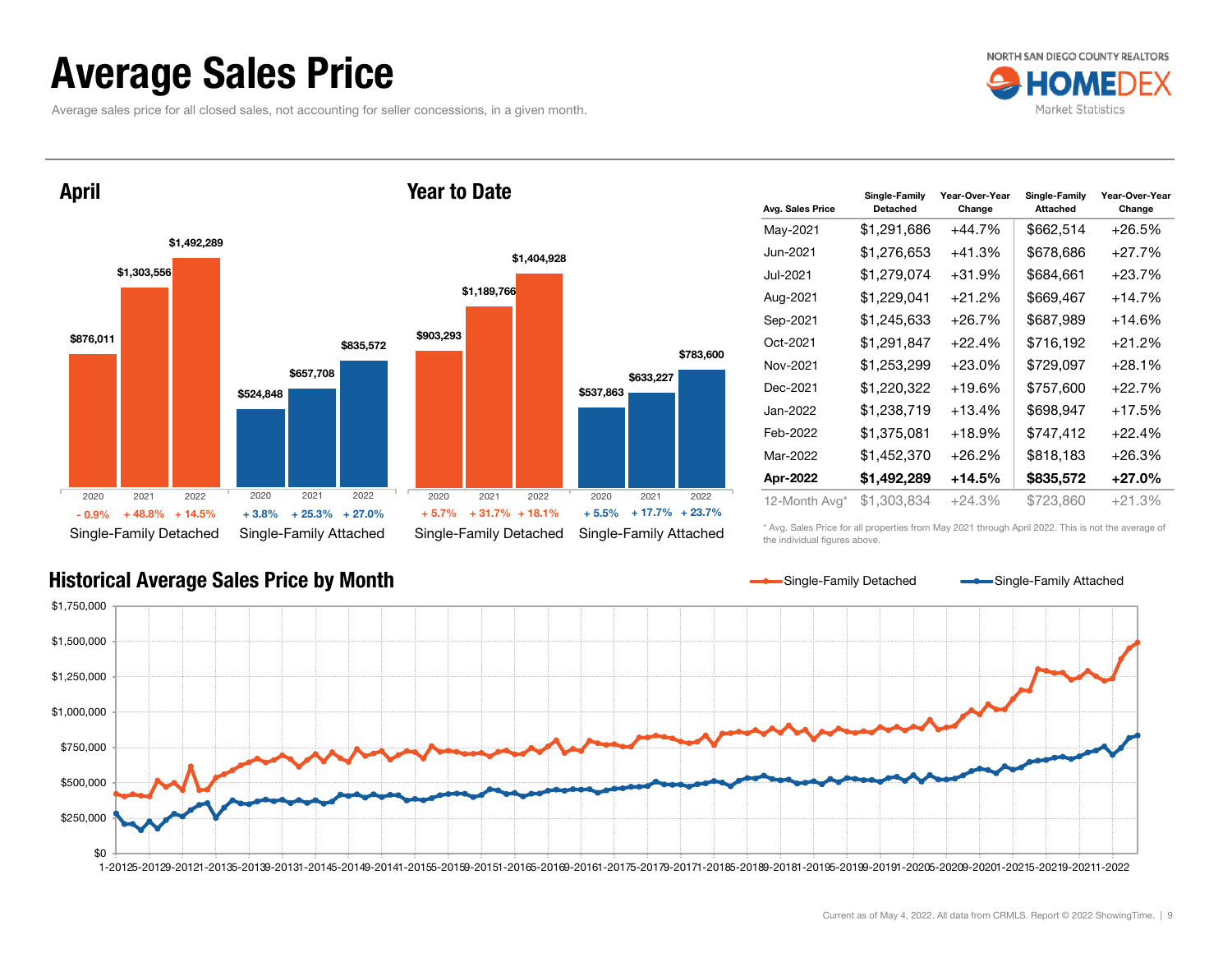# Average Sales Price

Average sales price for all closed sales, not accounting for seller concessions, in a given month.

NORTH SAN DIEGO COUNTY REALTORS HOMEDEX Market Statistics

## April

$876,011
$1,303,556
$1,492,289
$524,848
$657,708
$835,572

2020 2021 2022 2020 2021 2022

- 0.9% + 48.8% + 14.5% + 3.8% + 25.3% + 27.0%

Single-Family Detached Single-Family Attached

## Year to Date

$903,293
$1,189,766
$1,404,928
$537,863
$633,227
$783,600

2020 2021 2022 2020 2021 2022

+ 5.7% + 31.7% + 18.1% + 5.5% + 17.7% + 23.7%

Single-Family Detached Single-Family Attached

| Avg. Sales Price | Single-Family Detached | Year-Over-Year Change | Single-Family Attached | Year-Over-Year Change |
|---|---|---|---|---|
| May-2021 | $1,291,686 | +44.7% | $662,514 | +26.5% |
| Jun-2021 | $1,276,653 | +41.3% | $678,686 | +27.7% |
| Jul-2021 | $1,279,074 | +31.9% | $684,661 | +23.7% |
| Aug-2021 | $1,229,041 | +21.2% | $669,467 | +14.7% |
| Sep-2021 | $1,245,633 | +26.7% | $687,989 | +14.6% |
| Oct-2021 | $1,291,847 | +22.4% | $716,192 | +21.2% |
| Nov-2021 | $1,253,299 | +23.0% | $729,097 | +28.1% |
| Dec-2021 | $1,220,322 | +19.6% | $757,600 | +22.7% |
| Jan-2022 | $1,238,719 | +13.4% | $698,947 | +17.5% |
| Feb-2022 | $1,375,081 | +18.9% | $747,412 | +22.4% |
| Mar-2022 | $1,452,370 | +26.2% | $818,183 | +26.3% |
| **Apr-2022** | **$1,492,289** | **+14.5%** | **$835,572** | **+27.0%** |
| 12-Month Avg* | $1,303,834 | +24.3% | $723,860 | +21.3% |

* Avg. Sales Price for all properties from May 2021 through April 2022. This is not the average of the individual figures above.

## Historical Average Sales Price by Month

Single-Family Detached
Single-Family Attached

$1,750,000
$1,500,000
$1,250,000
$1,000,000
$750,000
$500,000
$250,000
$0

1-2012 5-2012 9-2012 1-2013 5-2013 9-2013 1-2014 5-2014 9-2014 1-2015 5-2015 9-2015 1-2016 5-2016 9-2016 1-2017 5-2017 9-2017 1-2018 5-2018 9-2018 1-2019 5-2019 9-2019 1-2020 5-2020 9-2020 1-2021 5-2021 9-2021 1-2022

Current as of May 4, 2022. All data from CRMLS. Report © 2022 ShowingTime.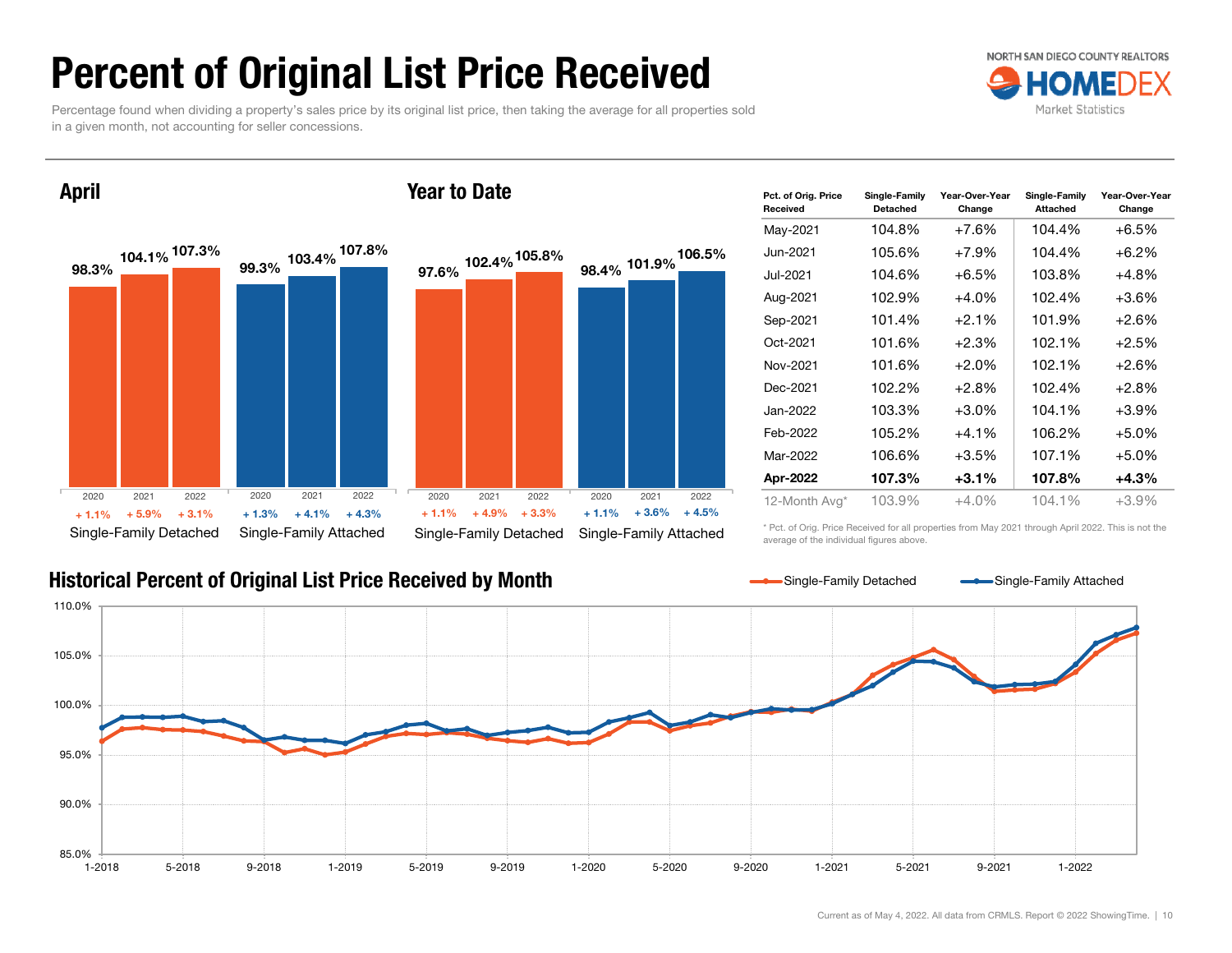# Percent of Original List Price Received

NORTH SAN DIEGO COUNTY REALTORS HOMEDEX Market Statistics

Percentage found when dividing a property's sales price by its original list price, then taking the average for all properties sold in a given month, not accounting for seller concessions.

## April

98.3% 104.1% 107.3%
2020 2021 2022
+ 1.1% + 5.9% + 3.1%
Single-Family Detached

99.3% 103.4% 107.8%
2020 2021 2022
+ 1.3% + 4.1% + 4.3%
Single-Family Attached

## Year to Date

97.6% 102.4% 105.8%
2020 2021 2022
+ 1.1% + 4.9% + 3.3%
Single-Family Detached

98.4% 101.9% 106.5%
2020 2021 2022
+ 1.1% + 3.6% + 4.5%
Single-Family Attached

| Pct. of Orig. Price Received | Single-Family Detached | Year-Over-Year Change | Single-Family Attached | Year-Over-Year Change |
|---|---|---|---|---|
| May-2021 | 104.8% | +7.6% | 104.4% | +6.5% |
| Jun-2021 | 105.6% | +7.9% | 104.4% | +6.2% |
| Jul-2021 | 104.6% | +6.5% | 103.8% | +4.8% |
| Aug-2021 | 102.9% | +4.0% | 102.4% | +3.6% |
| Sep-2021 | 101.4% | +2.1% | 101.9% | +2.6% |
| Oct-2021 | 101.6% | +2.3% | 102.1% | +2.5% |
| Nov-2021 | 101.6% | +2.0% | 102.1% | +2.6% |
| Dec-2021 | 102.2% | +2.8% | 102.4% | +2.8% |
| Jan-2022 | 103.3% | +3.0% | 104.1% | +3.9% |
| Feb-2022 | 105.2% | +4.1% | 106.2% | +5.0% |
| Mar-2022 | 106.6% | +3.5% | 107.1% | +5.0% |
| **Apr-2022** | **107.3%** | **+3.1%** | **107.8%** | **+4.3%** |
| 12-Month Avg* | 103.9% | +4.0% | 104.1% | +3.9% |

\* Pct. of Orig. Price Received for all properties from May 2021 through April 2022. This is not the average of the individual figures above.

## Historical Percent of Original List Price Received by Month

Single-Family Detached
Single-Family Attached

110.0%
105.0%
100.0%
95.0%
90.0%
85.0%

1-2018 5-2018 9-2018 1-2019 5-2019 9-2019 1-2020 5-2020 9-2020 1-2021 5-2021 9-2021 1-2022

Current as of May 4, 2022. All data from CRMLS. Report © 2022 ShowingTime.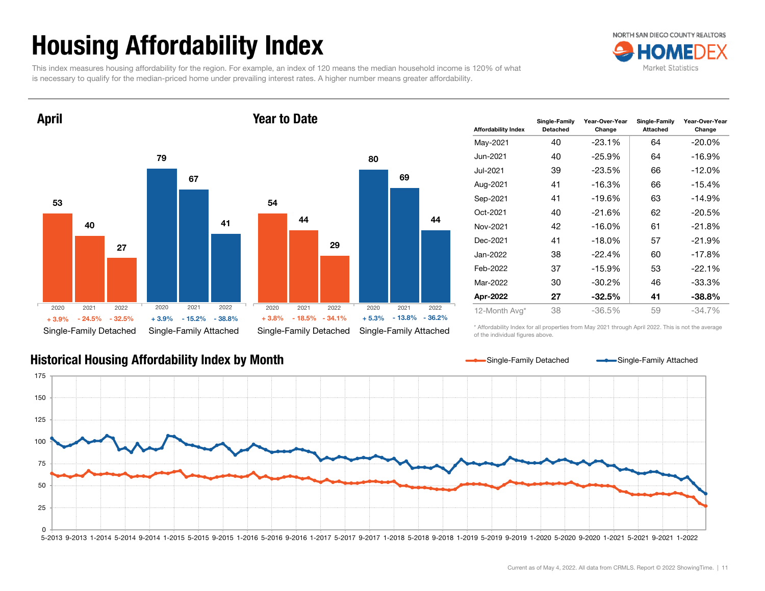# Housing Affordability Index

This index measures housing affordability for the region. For example, an index of 120 means the median household income is 120% of what is necessary to qualify for the median-priced home under prevailing interest rates. A higher number means greater affordability.

NORTH SAN DIEGO COUNTY REALTORS HOMEDEX Market Statistics

## April

Single-Family Detached
53 40 27
2020 2021 2022
+ 3.9% - 24.5% - 32.5%

Single-Family Attached
79 67 41
2020 2021 2022
+ 3.9% - 15.2% - 38.8%

## Year to Date

Single-Family Detached
54 44 29
2020 2021 2022
+ 3.8% - 18.5% - 34.1%

Single-Family Attached
80 69 44
2020 2021 2022
+ 5.3% - 13.8% - 36.2%

| Affordability Index | Single-Family Detached | Year-Over-Year Change | Single-Family Attached | Year-Over-Year Change |
|---|---|---|---|---|
| May-2021 | 40 | -23.1% | 64 | -20.0% |
| Jun-2021 | 40 | -25.9% | 64 | -16.9% |
| Jul-2021 | 39 | -23.5% | 66 | -12.0% |
| Aug-2021 | 41 | -16.3% | 66 | -15.4% |
| Sep-2021 | 41 | -19.6% | 63 | -14.9% |
| Oct-2021 | 40 | -21.6% | 62 | -20.5% |
| Nov-2021 | 42 | -16.0% | 61 | -21.8% |
| Dec-2021 | 41 | -18.0% | 57 | -21.9% |
| Jan-2022 | 38 | -22.4% | 60 | -17.8% |
| Feb-2022 | 37 | -15.9% | 53 | -22.1% |
| Mar-2022 | 30 | -30.2% | 46 | -33.3% |
| **Apr-2022** | **27** | **-32.5%** | **41** | **-38.8%** |
| 12-Month Avg* | 38 | -36.5% | 59 | -34.7% |

\* Affordability Index for all properties from May 2021 through April 2022. This is not the average of the individual figures above.

## Historical Housing Affordability Index by Month

Single-Family Detached — Single-Family Attached

175
150
125
100
75
50
25
0

5-2013 9-2013 1-2014 5-2014 9-2014 1-2015 5-2015 9-2015 1-2016 5-2016 9-2016 1-2017 5-2017 9-2017 1-2018 5-2018 9-2018 1-2019 5-2019 9-2019 1-2020 5-2020 9-2020 1-2021 5-2021 9-2021 1-2022

Current as of May 4, 2022. All data from CRMLS. Report © 2022 ShowingTime.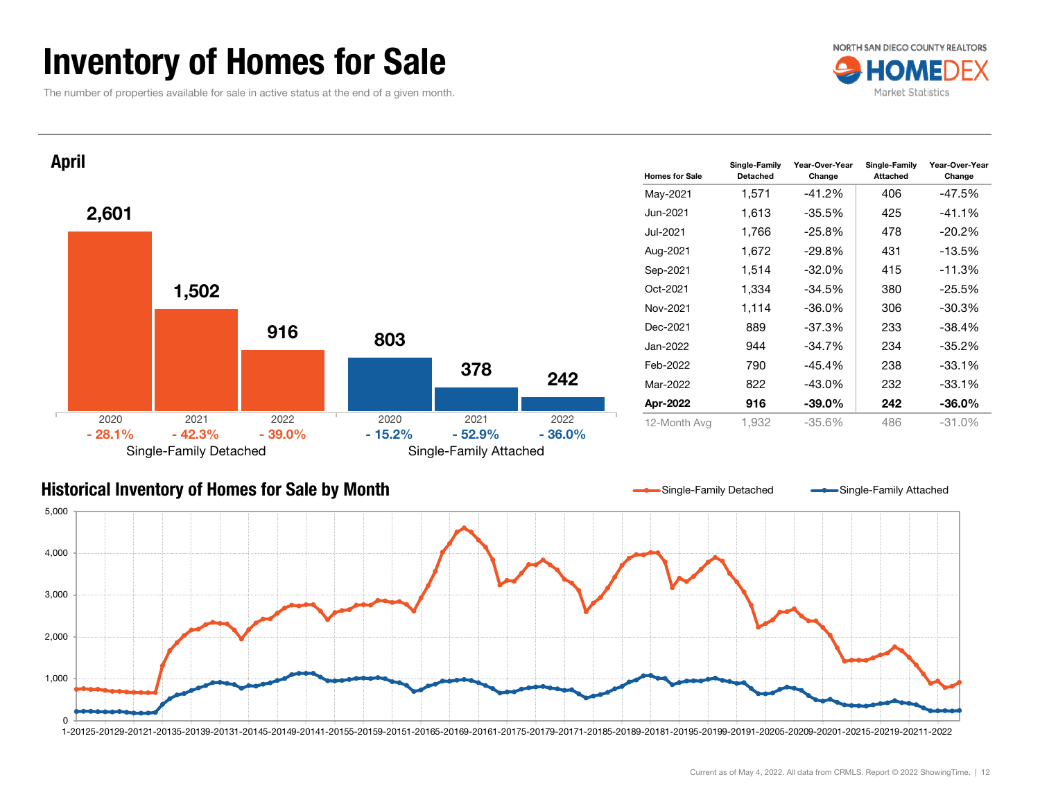# Inventory of Homes for Sale

The number of properties available for sale in active status at the end of a given month.

NORTH SAN DIEGO COUNTY REALTORS
HOMEDEX
Market Statistics

## April

2,601
1,502
916
803
378
242

2020 2021 2022 2020 2021 2022
- 28.1% - 42.3% - 39.0% - 15.2% - 52.9% - 36.0%

Single-Family Detached
Single-Family Attached

| Homes for Sale | Single-Family Detached | Year-Over-Year Change | Single-Family Attached | Year-Over-Year Change |
|---|---|---|---|---|
| May-2021 | 1,571 | -41.2% | 406 | -47.5% |
| Jun-2021 | 1,613 | -35.5% | 425 | -41.1% |
| Jul-2021 | 1,766 | -25.8% | 478 | -20.2% |
| Aug-2021 | 1,672 | -29.8% | 431 | -13.5% |
| Sep-2021 | 1,514 | -32.0% | 415 | -11.3% |
| Oct-2021 | 1,334 | -34.5% | 380 | -25.5% |
| Nov-2021 | 1,114 | -36.0% | 306 | -30.3% |
| Dec-2021 | 889 | -37.3% | 233 | -38.4% |
| Jan-2022 | 944 | -34.7% | 234 | -35.2% |
| Feb-2022 | 790 | -45.4% | 238 | -33.1% |
| Mar-2022 | 822 | -43.0% | 232 | -33.1% |
| **Apr-2022** | **916** | **-39.0%** | **242** | **-36.0%** |
| 12-Month Avg | 1,932 | -35.6% | 486 | -31.0% |

## Historical Inventory of Homes for Sale by Month

Single-Family Detached
Single-Family Attached

5,000
4,000
3,000
2,000
1,000
0

1-2012 5-2012 9-2012 1-2013 5-2013 9-2013 1-2014 5-2014 9-2014 1-2015 5-2015 9-2015 1-2016 5-2016 9-2016 1-2017 5-2017 9-2017 1-2018 5-2018 9-2018 1-2019 5-2019 9-2019 1-2020 5-2020 9-2020 1-2021 5-2021 9-2021 1-2022

Current as of May 4, 2022. All data from CRMLS. Report © 2022 ShowingTime.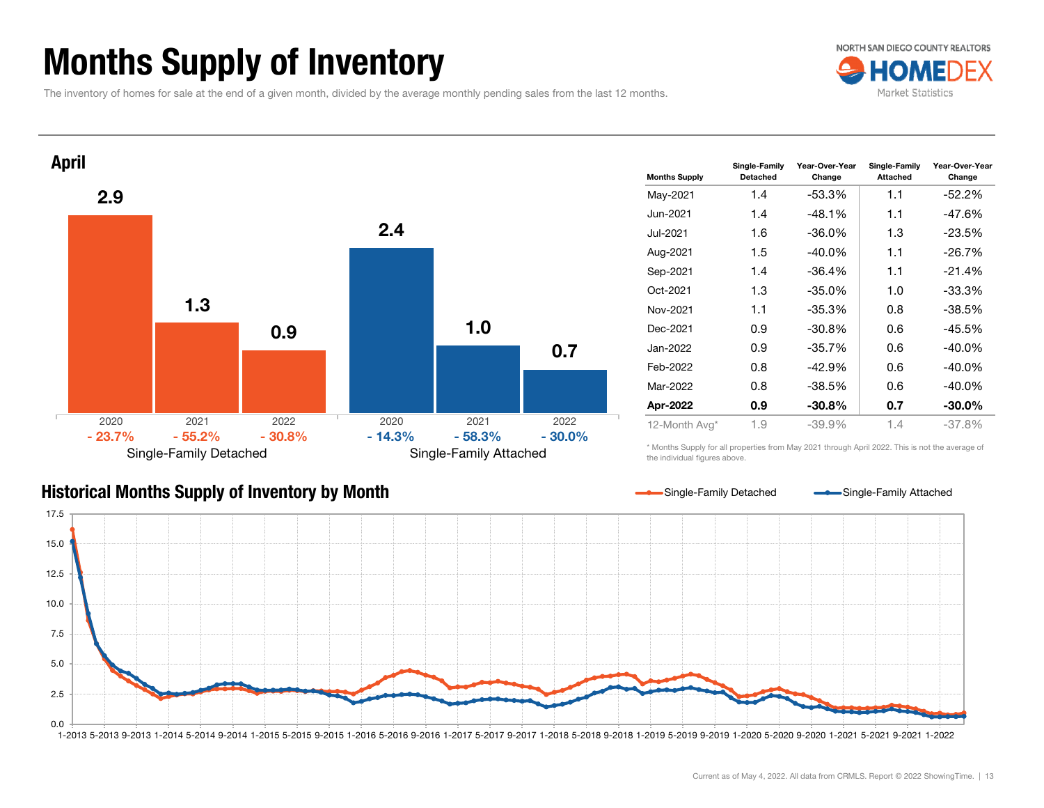# Months Supply of Inventory

The inventory of homes for sale at the end of a given month, divided by the average monthly pending sales from the last 12 months.

NORTH SAN DIEGO COUNTY REALTORS HOMEDEX Market Statistics

## April

2.9
1.3
0.9
2.4
1.0
0.7

2020 2021 2022
- 23.7% - 55.2% - 30.8%
Single-Family Detached

2020 2021 2022
- 14.3% - 58.3% - 30.0%
Single-Family Attached

| Months Supply | Single-Family Detached | Year-Over-Year Change | Single-Family Attached | Year-Over-Year Change |
|---|---|---|---|---|
| May-2021 | 1.4 | -53.3% | 1.1 | -52.2% |
| Jun-2021 | 1.4 | -48.1% | 1.1 | -47.6% |
| Jul-2021 | 1.6 | -36.0% | 1.3 | -23.5% |
| Aug-2021 | 1.5 | -40.0% | 1.1 | -26.7% |
| Sep-2021 | 1.4 | -36.4% | 1.1 | -21.4% |
| Oct-2021 | 1.3 | -35.0% | 1.0 | -33.3% |
| Nov-2021 | 1.1 | -35.3% | 0.8 | -38.5% |
| Dec-2021 | 0.9 | -30.8% | 0.6 | -45.5% |
| Jan-2022 | 0.9 | -35.7% | 0.6 | -40.0% |
| Feb-2022 | 0.8 | -42.9% | 0.6 | -40.0% |
| Mar-2022 | 0.8 | -38.5% | 0.6 | -40.0% |
| **Apr-2022** | **0.9** | **-30.8%** | **0.7** | **-30.0%** |
| 12-Month Avg* | 1.9 | -39.9% | 1.4 | -37.8% |

* Months Supply for all properties from May 2021 through April 2022. This is not the average of the individual figures above.

## Historical Months Supply of Inventory by Month

Single-Family Detached
Single-Family Attached

17.5
15.0
12.5
10.0
7.5
5.0
2.5
0.0

1-2013 5-2013 9-2013 1-2014 5-2014 9-2014 1-2015 5-2015 9-2015 1-2016 5-2016 9-2016 1-2017 5-2017 9-2017 1-2018 5-2018 9-2018 1-2019 5-2019 9-2019 1-2020 5-2020 9-2020 1-2021 5-2021 9-2021 1-2022

Current as of May 4, 2022. All data from CRMLS. Report © 2022 ShowingTime.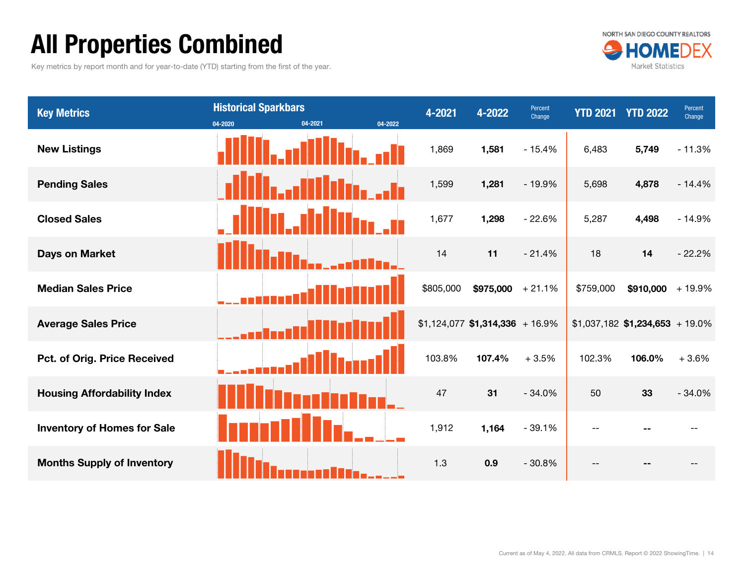# All Properties Combined

Key metrics by report month and for year-to-date (YTD) starting from the first of the year.

NORTH SAN DIEGO COUNTY REALTORS HOMEDEX Market Statistics

| Key Metrics | Historical Sparkbars 04-2020 04-2021 04-2022 | 4-2021 | 4-2022 | Percent Change | YTD 2021 | YTD 2022 | Percent Change |
|---|---|---|---|---|---|---|---|
| New Listings | | 1,869 | **1,581** | - 15.4% | 6,483 | **5,749** | - 11.3% |
| Pending Sales | | 1,599 | **1,281** | - 19.9% | 5,698 | **4,878** | - 14.4% |
| Closed Sales | | 1,677 | **1,298** | - 22.6% | 5,287 | **4,498** | - 14.9% |
| Days on Market | | 14 | **11** | - 21.4% | 18 | **14** | - 22.2% |
| Median Sales Price | | $805,000 | **$975,000** | + 21.1% | $759,000 | **$910,000** | + 19.9% |
| Average Sales Price | | $1,124,077 | **$1,314,336** | + 16.9% | $1,037,182 | **$1,234,653** | + 19.0% |
| Pct. of Orig. Price Received | | 103.8% | **107.4%** | + 3.5% | 102.3% | **106.0%** | + 3.6% |
| Housing Affordability Index | | 47 | **31** | - 34.0% | 50 | **33** | - 34.0% |
| Inventory of Homes for Sale | | 1,912 | **1,164** | - 39.1% | -- | **--** | -- |
| Months Supply of Inventory | | 1.3 | **0.9** | - 30.8% | -- | **--** | -- |

Current as of May 4, 2022. All data from CRMLS. Report © 2022 ShowingTime.